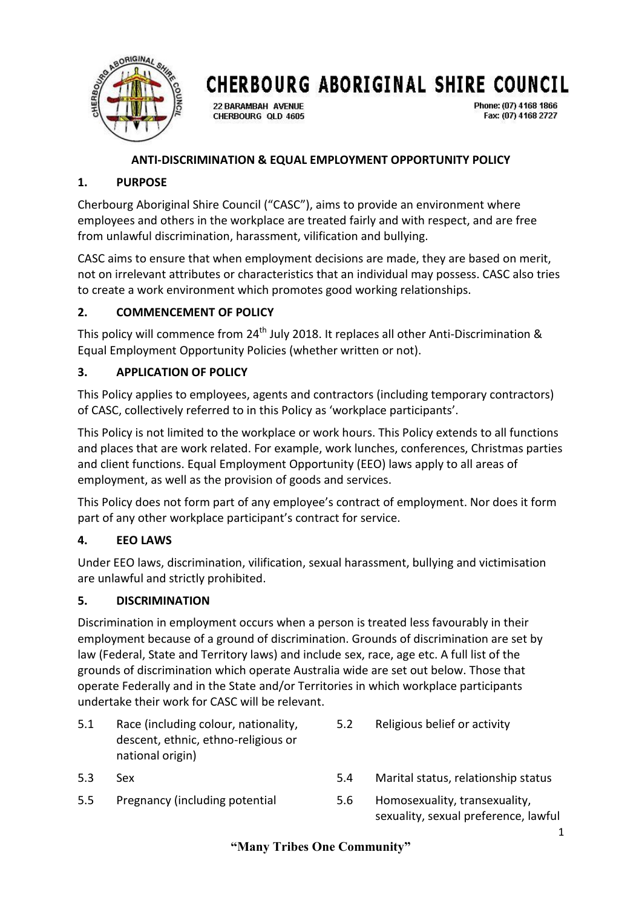# CHERBOURG ABORIGINAL SHIRE COUNCIL

22 BARAMBAH AVENUE
CHERBOURG QLD 4605

Phone: (07) 4168 1866
Fax: (07) 4168 2727

## ANTI-DISCRIMINATION & EQUAL EMPLOYMENT OPPORTUNITY POLICY

### 1. PURPOSE

Cherbourg Aboriginal Shire Council ("CASC"), aims to provide an environment where employees and others in the workplace are treated fairly and with respect, and are free from unlawful discrimination, harassment, vilification and bullying.

CASC aims to ensure that when employment decisions are made, they are based on merit, not on irrelevant attributes or characteristics that an individual may possess. CASC also tries to create a work environment which promotes good working relationships.

### 2. COMMENCEMENT OF POLICY

This policy will commence from 24th July 2018. It replaces all other Anti-Discrimination & Equal Employment Opportunity Policies (whether written or not).

### 3. APPLICATION OF POLICY

This Policy applies to employees, agents and contractors (including temporary contractors) of CASC, collectively referred to in this Policy as 'workplace participants'.

This Policy is not limited to the workplace or work hours. This Policy extends to all functions and places that are work related. For example, work lunches, conferences, Christmas parties and client functions. Equal Employment Opportunity (EEO) laws apply to all areas of employment, as well as the provision of goods and services.

This Policy does not form part of any employee's contract of employment. Nor does it form part of any other workplace participant's contract for service.

### 4. EEO LAWS

Under EEO laws, discrimination, vilification, sexual harassment, bullying and victimisation are unlawful and strictly prohibited.

### 5. DISCRIMINATION

Discrimination in employment occurs when a person is treated less favourably in their employment because of a ground of discrimination. Grounds of discrimination are set by law (Federal, State and Territory laws) and include sex, race, age etc. A full list of the grounds of discrimination which operate Australia wide are set out below. Those that operate Federally and in the State and/or Territories in which workplace participants undertake their work for CASC will be relevant.

5.1 Race (including colour, nationality, descent, ethnic, ethno-religious or national origin)

5.2 Religious belief or activity

5.3 Sex

5.4 Marital status, relationship status

5.5 Pregnancy (including potential

5.6 Homosexuality, transexuality, sexuality, sexual preference, lawful

"Many Tribes One Community"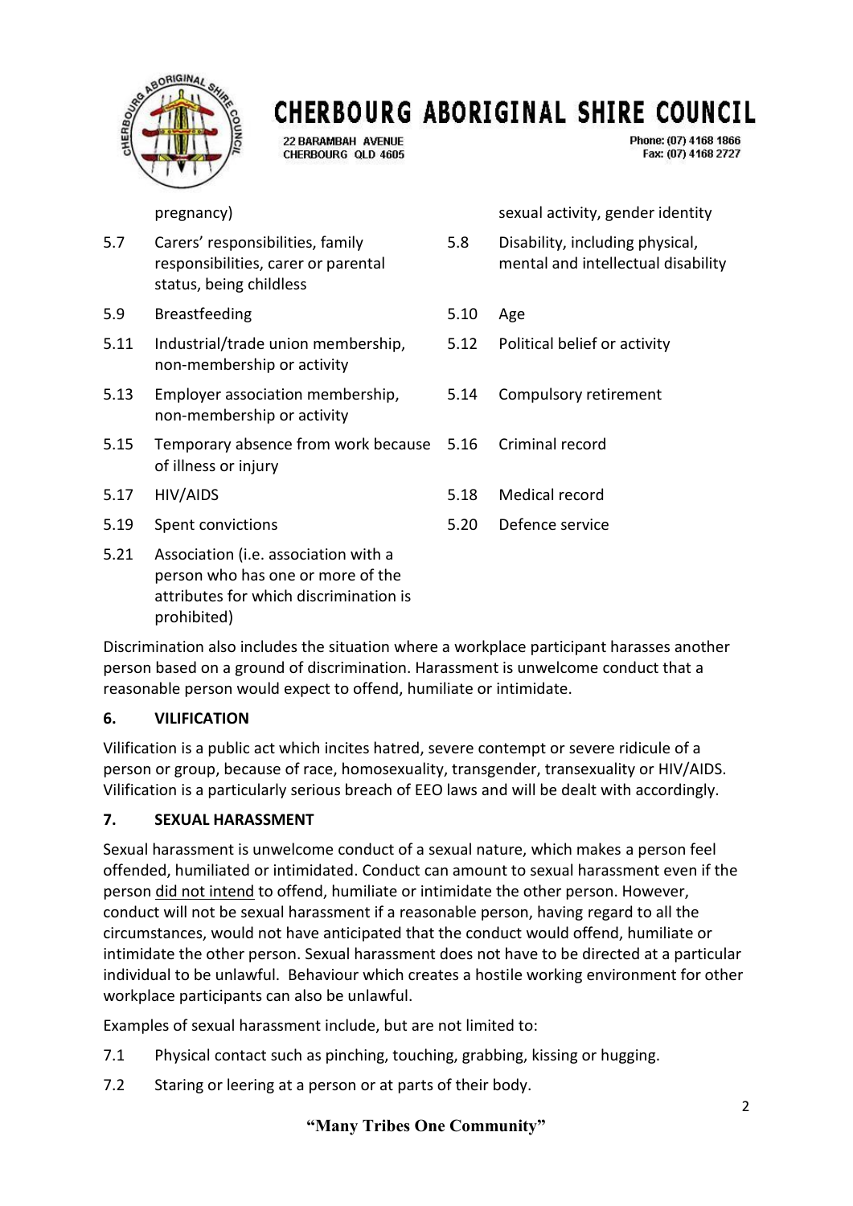pregnancy)

sexual activity, gender identity

5.7 Carers' responsibilities, family responsibilities, carer or parental status, being childless

5.8 Disability, including physical, mental and intellectual disability

5.9 Breastfeeding

5.10 Age

5.11 Industrial/trade union membership, non-membership or activity

5.12 Political belief or activity

5.13 Employer association membership, non-membership or activity

5.14 Compulsory retirement

5.15 Temporary absence from work because of illness or injury

5.16 Criminal record

5.17 HIV/AIDS

5.18 Medical record

5.19 Spent convictions

5.20 Defence service

5.21 Association (i.e. association with a person who has one or more of the attributes for which discrimination is prohibited)

Discrimination also includes the situation where a workplace participant harasses another person based on a ground of discrimination. Harassment is unwelcome conduct that a reasonable person would expect to offend, humiliate or intimidate.

## 6. VILIFICATION

Vilification is a public act which incites hatred, severe contempt or severe ridicule of a person or group, because of race, homosexuality, transgender, transexuality or HIV/AIDS. Vilification is a particularly serious breach of EEO laws and will be dealt with accordingly.

## 7. SEXUAL HARASSMENT

Sexual harassment is unwelcome conduct of a sexual nature, which makes a person feel offended, humiliated or intimidated. Conduct can amount to sexual harassment even if the person did not intend to offend, humiliate or intimidate the other person. However, conduct will not be sexual harassment if a reasonable person, having regard to all the circumstances, would not have anticipated that the conduct would offend, humiliate or intimidate the other person. Sexual harassment does not have to be directed at a particular individual to be unlawful. Behaviour which creates a hostile working environment for other workplace participants can also be unlawful.

Examples of sexual harassment include, but are not limited to:

7.1 Physical contact such as pinching, touching, grabbing, kissing or hugging.

7.2 Staring or leering at a person or at parts of their body.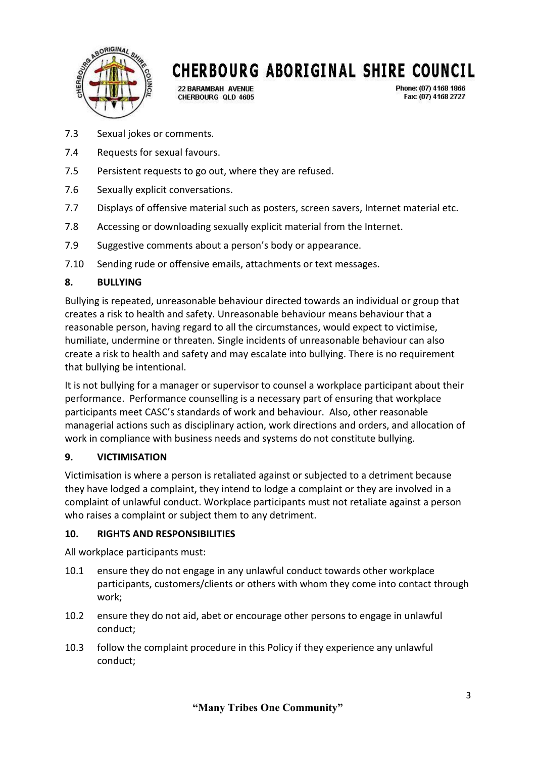7.3 Sexual jokes or comments.

7.4 Requests for sexual favours.

7.5 Persistent requests to go out, where they are refused.

7.6 Sexually explicit conversations.

7.7 Displays of offensive material such as posters, screen savers, Internet material etc.

7.8 Accessing or downloading sexually explicit material from the Internet.

7.9 Suggestive comments about a person's body or appearance.

7.10 Sending rude or offensive emails, attachments or text messages.

## 8. BULLYING

Bullying is repeated, unreasonable behaviour directed towards an individual or group that creates a risk to health and safety. Unreasonable behaviour means behaviour that a reasonable person, having regard to all the circumstances, would expect to victimise, humiliate, undermine or threaten. Single incidents of unreasonable behaviour can also create a risk to health and safety and may escalate into bullying. There is no requirement that bullying be intentional.

It is not bullying for a manager or supervisor to counsel a workplace participant about their performance. Performance counselling is a necessary part of ensuring that workplace participants meet CASC's standards of work and behaviour. Also, other reasonable managerial actions such as disciplinary action, work directions and orders, and allocation of work in compliance with business needs and systems do not constitute bullying.

## 9. VICTIMISATION

Victimisation is where a person is retaliated against or subjected to a detriment because they have lodged a complaint, they intend to lodge a complaint or they are involved in a complaint of unlawful conduct. Workplace participants must not retaliate against a person who raises a complaint or subject them to any detriment.

## 10. RIGHTS AND RESPONSIBILITIES

All workplace participants must:

10.1 ensure they do not engage in any unlawful conduct towards other workplace participants, customers/clients or others with whom they come into contact through work;

10.2 ensure they do not aid, abet or encourage other persons to engage in unlawful conduct;

10.3 follow the complaint procedure in this Policy if they experience any unlawful conduct;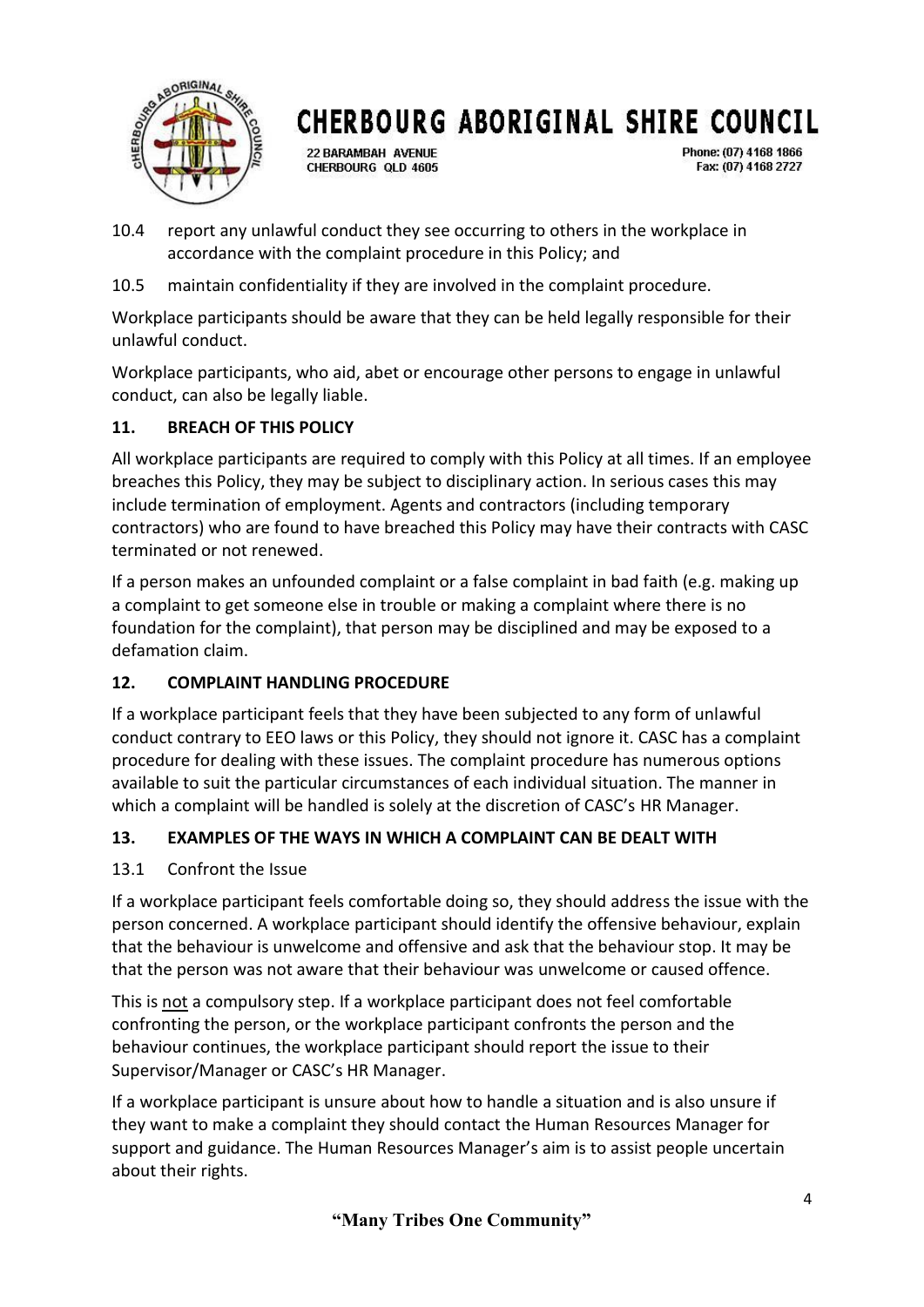10.4 report any unlawful conduct they see occurring to others in the workplace in accordance with the complaint procedure in this Policy; and

10.5 maintain confidentiality if they are involved in the complaint procedure.

Workplace participants should be aware that they can be held legally responsible for their unlawful conduct.

Workplace participants, who aid, abet or encourage other persons to engage in unlawful conduct, can also be legally liable.

## 11. BREACH OF THIS POLICY

All workplace participants are required to comply with this Policy at all times. If an employee breaches this Policy, they may be subject to disciplinary action. In serious cases this may include termination of employment. Agents and contractors (including temporary contractors) who are found to have breached this Policy may have their contracts with CASC terminated or not renewed.

If a person makes an unfounded complaint or a false complaint in bad faith (e.g. making up a complaint to get someone else in trouble or making a complaint where there is no foundation for the complaint), that person may be disciplined and may be exposed to a defamation claim.

## 12. COMPLAINT HANDLING PROCEDURE

If a workplace participant feels that they have been subjected to any form of unlawful conduct contrary to EEO laws or this Policy, they should not ignore it. CASC has a complaint procedure for dealing with these issues. The complaint procedure has numerous options available to suit the particular circumstances of each individual situation. The manner in which a complaint will be handled is solely at the discretion of CASC's HR Manager.

## 13. EXAMPLES OF THE WAYS IN WHICH A COMPLAINT CAN BE DEALT WITH

### 13.1 Confront the Issue

If a workplace participant feels comfortable doing so, they should address the issue with the person concerned. A workplace participant should identify the offensive behaviour, explain that the behaviour is unwelcome and offensive and ask that the behaviour stop. It may be that the person was not aware that their behaviour was unwelcome or caused offence.

This is not a compulsory step. If a workplace participant does not feel comfortable confronting the person, or the workplace participant confronts the person and the behaviour continues, the workplace participant should report the issue to their Supervisor/Manager or CASC's HR Manager.

If a workplace participant is unsure about how to handle a situation and is also unsure if they want to make a complaint they should contact the Human Resources Manager for support and guidance. The Human Resources Manager's aim is to assist people uncertain about their rights.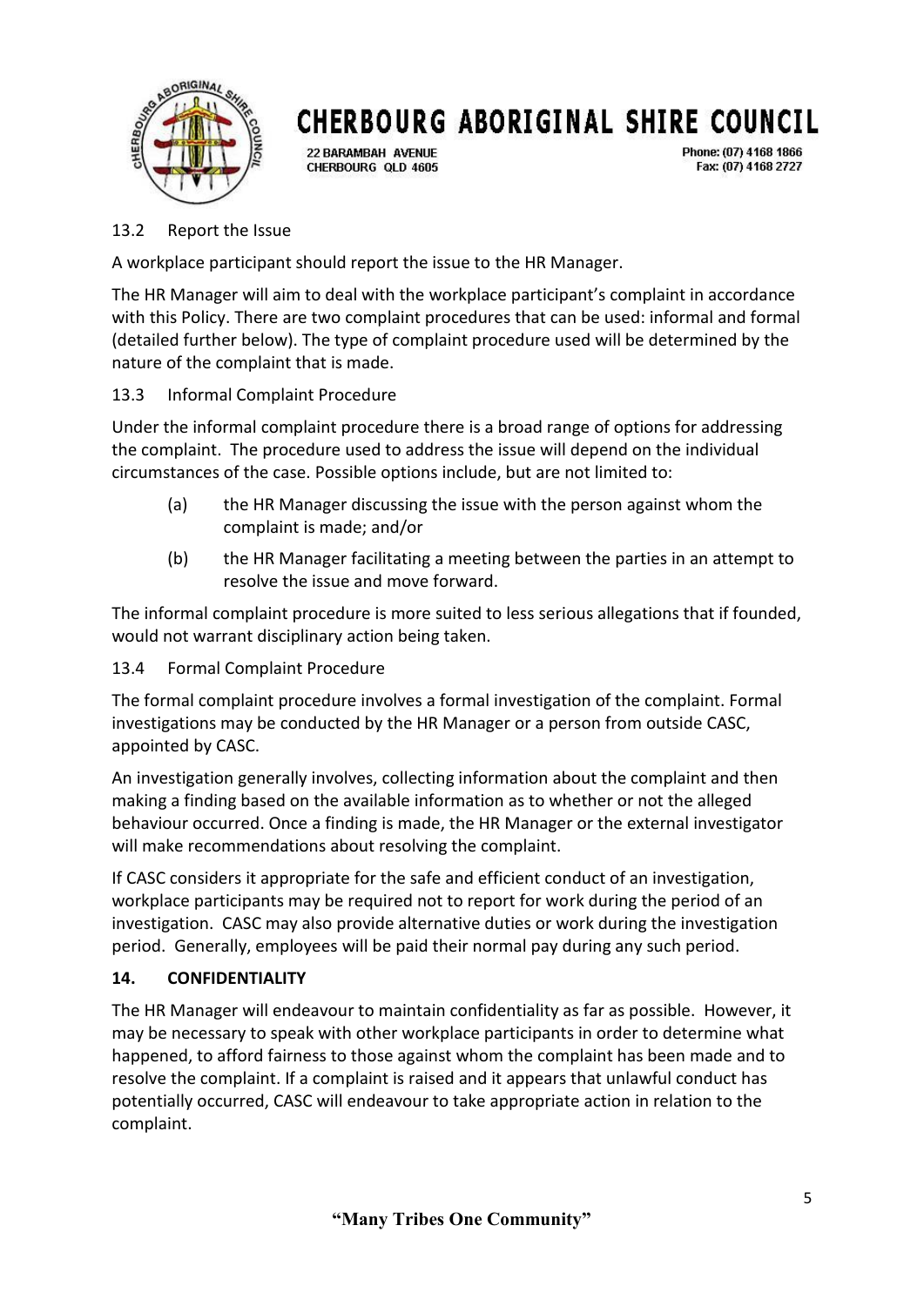13.2 Report the Issue

A workplace participant should report the issue to the HR Manager.

The HR Manager will aim to deal with the workplace participant's complaint in accordance with this Policy. There are two complaint procedures that can be used: informal and formal (detailed further below). The type of complaint procedure used will be determined by the nature of the complaint that is made.

13.3 Informal Complaint Procedure

Under the informal complaint procedure there is a broad range of options for addressing the complaint. The procedure used to address the issue will depend on the individual circumstances of the case. Possible options include, but are not limited to:

(a) the HR Manager discussing the issue with the person against whom the complaint is made; and/or

(b) the HR Manager facilitating a meeting between the parties in an attempt to resolve the issue and move forward.

The informal complaint procedure is more suited to less serious allegations that if founded, would not warrant disciplinary action being taken.

13.4 Formal Complaint Procedure

The formal complaint procedure involves a formal investigation of the complaint. Formal investigations may be conducted by the HR Manager or a person from outside CASC, appointed by CASC.

An investigation generally involves, collecting information about the complaint and then making a finding based on the available information as to whether or not the alleged behaviour occurred. Once a finding is made, the HR Manager or the external investigator will make recommendations about resolving the complaint.

If CASC considers it appropriate for the safe and efficient conduct of an investigation, workplace participants may be required not to report for work during the period of an investigation. CASC may also provide alternative duties or work during the investigation period. Generally, employees will be paid their normal pay during any such period.

## 14. CONFIDENTIALITY

The HR Manager will endeavour to maintain confidentiality as far as possible. However, it may be necessary to speak with other workplace participants in order to determine what happened, to afford fairness to those against whom the complaint has been made and to resolve the complaint. If a complaint is raised and it appears that unlawful conduct has potentially occurred, CASC will endeavour to take appropriate action in relation to the complaint.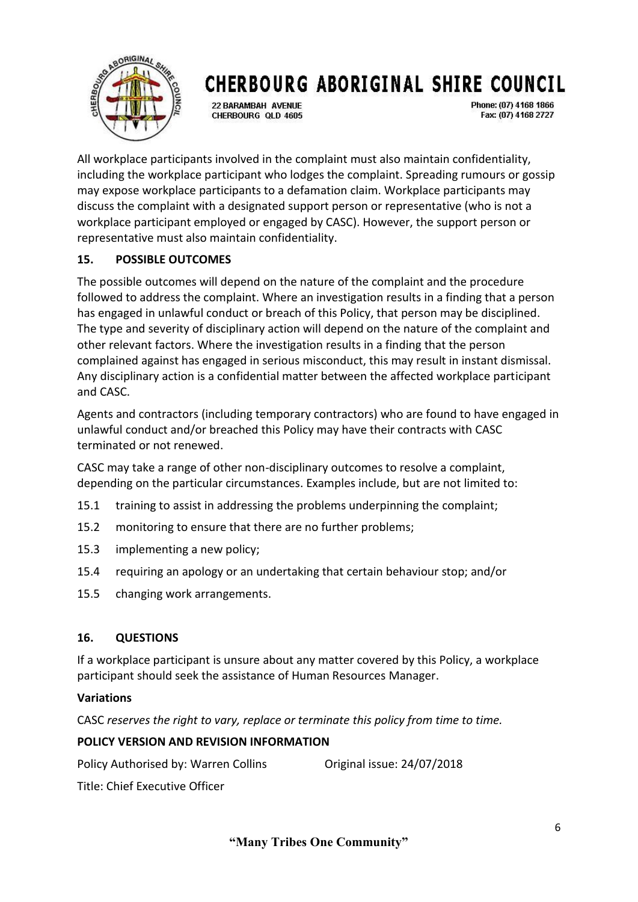All workplace participants involved in the complaint must also maintain confidentiality, including the workplace participant who lodges the complaint. Spreading rumours or gossip may expose workplace participants to a defamation claim. Workplace participants may discuss the complaint with a designated support person or representative (who is not a workplace participant employed or engaged by CASC). However, the support person or representative must also maintain confidentiality.

## 15. POSSIBLE OUTCOMES

The possible outcomes will depend on the nature of the complaint and the procedure followed to address the complaint. Where an investigation results in a finding that a person has engaged in unlawful conduct or breach of this Policy, that person may be disciplined. The type and severity of disciplinary action will depend on the nature of the complaint and other relevant factors. Where the investigation results in a finding that the person complained against has engaged in serious misconduct, this may result in instant dismissal. Any disciplinary action is a confidential matter between the affected workplace participant and CASC.

Agents and contractors (including temporary contractors) who are found to have engaged in unlawful conduct and/or breached this Policy may have their contracts with CASC terminated or not renewed.

CASC may take a range of other non-disciplinary outcomes to resolve a complaint, depending on the particular circumstances. Examples include, but are not limited to:

15.1 training to assist in addressing the problems underpinning the complaint;

15.2 monitoring to ensure that there are no further problems;

15.3 implementing a new policy;

15.4 requiring an apology or an undertaking that certain behaviour stop; and/or

15.5 changing work arrangements.

## 16. QUESTIONS

If a workplace participant is unsure about any matter covered by this Policy, a workplace participant should seek the assistance of Human Resources Manager.

**Variations**

CASC *reserves the right to vary, replace or terminate this policy from time to time.*

**POLICY VERSION AND REVISION INFORMATION**

Policy Authorised by: Warren Collins  Original issue: 24/07/2018

Title: Chief Executive Officer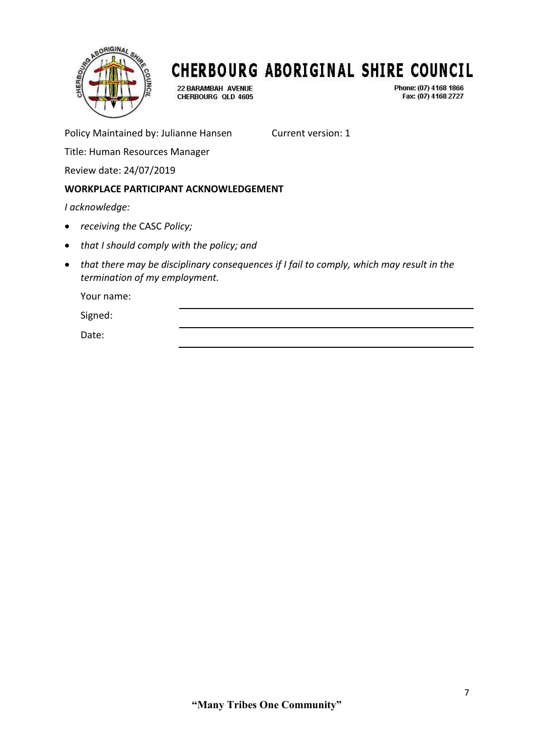# CHERBOURG ABORIGINAL SHIRE COUNCIL

22 BARAMBAH AVENUE
CHERBOURG QLD 4605

Phone: (07) 4168 1866
Fax: (07) 4168 2727

Policy Maintained by: Julianne Hansen    Current version: 1

Title: Human Resources Manager

Review date: 24/07/2019

**WORKPLACE PARTICIPANT ACKNOWLEDGEMENT**

*I acknowledge:*

- *receiving the* CASC *Policy;*
- *that I should comply with the policy; and*
- *that there may be disciplinary consequences if I fail to comply, which may result in the termination of my employment.*

Your name: ______________________________

Signed: ______________________________

Date: ______________________________

**"Many Tribes One Community"**